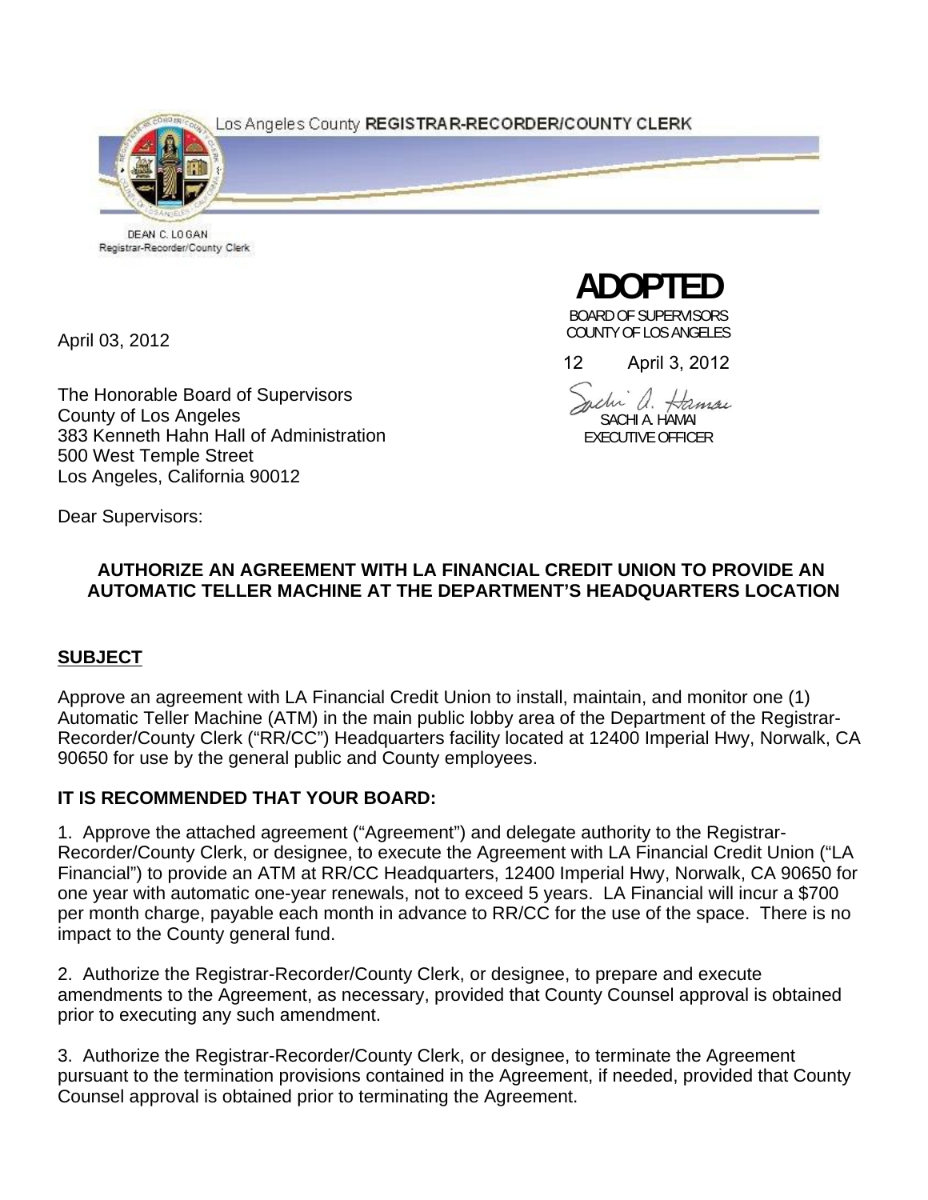Los Angeles County **REGISTRAR-RECORDER/COUNTY CLERK**

DEAN C. LOGAN
Registrar-Recorder/County Clerk

**ADOPTED**

BOARD OF SUPERVISORS
COUNTY OF LOS ANGELES

12 April 3, 2012

SACHI A. HAMAI
EXECUTIVE OFFICER

April 03, 2012

The Honorable Board of Supervisors
County of Los Angeles
383 Kenneth Hahn Hall of Administration
500 West Temple Street
Los Angeles, California 90012

Dear Supervisors:

**AUTHORIZE AN AGREEMENT WITH LA FINANCIAL CREDIT UNION TO PROVIDE AN AUTOMATIC TELLER MACHINE AT THE DEPARTMENT'S HEADQUARTERS LOCATION**

## SUBJECT

Approve an agreement with LA Financial Credit Union to install, maintain, and monitor one (1) Automatic Teller Machine (ATM) in the main public lobby area of the Department of the Registrar-Recorder/County Clerk ("RR/CC") Headquarters facility located at 12400 Imperial Hwy, Norwalk, CA 90650 for use by the general public and County employees.

## IT IS RECOMMENDED THAT YOUR BOARD:

1. Approve the attached agreement ("Agreement") and delegate authority to the Registrar-Recorder/County Clerk, or designee, to execute the Agreement with LA Financial Credit Union ("LA Financial") to provide an ATM at RR/CC Headquarters, 12400 Imperial Hwy, Norwalk, CA 90650 for one year with automatic one-year renewals, not to exceed 5 years. LA Financial will incur a $700 per month charge, payable each month in advance to RR/CC for the use of the space. There is no impact to the County general fund.

2. Authorize the Registrar-Recorder/County Clerk, or designee, to prepare and execute amendments to the Agreement, as necessary, provided that County Counsel approval is obtained prior to executing any such amendment.

3. Authorize the Registrar-Recorder/County Clerk, or designee, to terminate the Agreement pursuant to the termination provisions contained in the Agreement, if needed, provided that County Counsel approval is obtained prior to terminating the Agreement.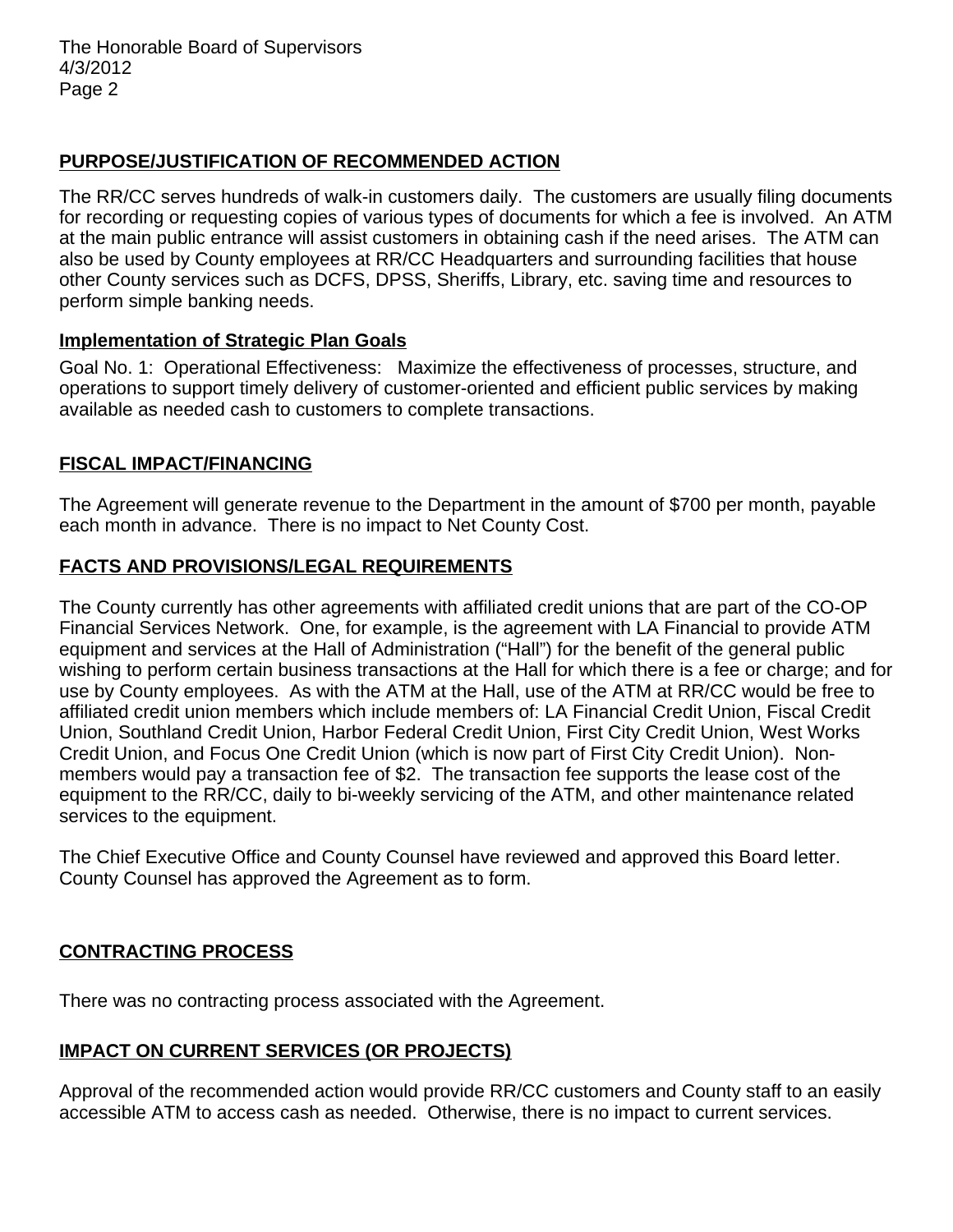## PURPOSE/JUSTIFICATION OF RECOMMENDED ACTION

The RR/CC serves hundreds of walk-in customers daily. The customers are usually filing documents for recording or requesting copies of various types of documents for which a fee is involved. An ATM at the main public entrance will assist customers in obtaining cash if the need arises. The ATM can also be used by County employees at RR/CC Headquarters and surrounding facilities that house other County services such as DCFS, DPSS, Sheriffs, Library, etc. saving time and resources to perform simple banking needs.

### Implementation of Strategic Plan Goals

Goal No. 1: Operational Effectiveness: Maximize the effectiveness of processes, structure, and operations to support timely delivery of customer-oriented and efficient public services by making available as needed cash to customers to complete transactions.

## FISCAL IMPACT/FINANCING

The Agreement will generate revenue to the Department in the amount of $700 per month, payable each month in advance. There is no impact to Net County Cost.

## FACTS AND PROVISIONS/LEGAL REQUIREMENTS

The County currently has other agreements with affiliated credit unions that are part of the CO-OP Financial Services Network. One, for example, is the agreement with LA Financial to provide ATM equipment and services at the Hall of Administration ("Hall") for the benefit of the general public wishing to perform certain business transactions at the Hall for which there is a fee or charge; and for use by County employees. As with the ATM at the Hall, use of the ATM at RR/CC would be free to affiliated credit union members which include members of: LA Financial Credit Union, Fiscal Credit Union, Southland Credit Union, Harbor Federal Credit Union, First City Credit Union, West Works Credit Union, and Focus One Credit Union (which is now part of First City Credit Union). Non-members would pay a transaction fee of $2. The transaction fee supports the lease cost of the equipment to the RR/CC, daily to bi-weekly servicing of the ATM, and other maintenance related services to the equipment.

The Chief Executive Office and County Counsel have reviewed and approved this Board letter. County Counsel has approved the Agreement as to form.

## CONTRACTING PROCESS

There was no contracting process associated with the Agreement.

## IMPACT ON CURRENT SERVICES (OR PROJECTS)

Approval of the recommended action would provide RR/CC customers and County staff to an easily accessible ATM to access cash as needed. Otherwise, there is no impact to current services.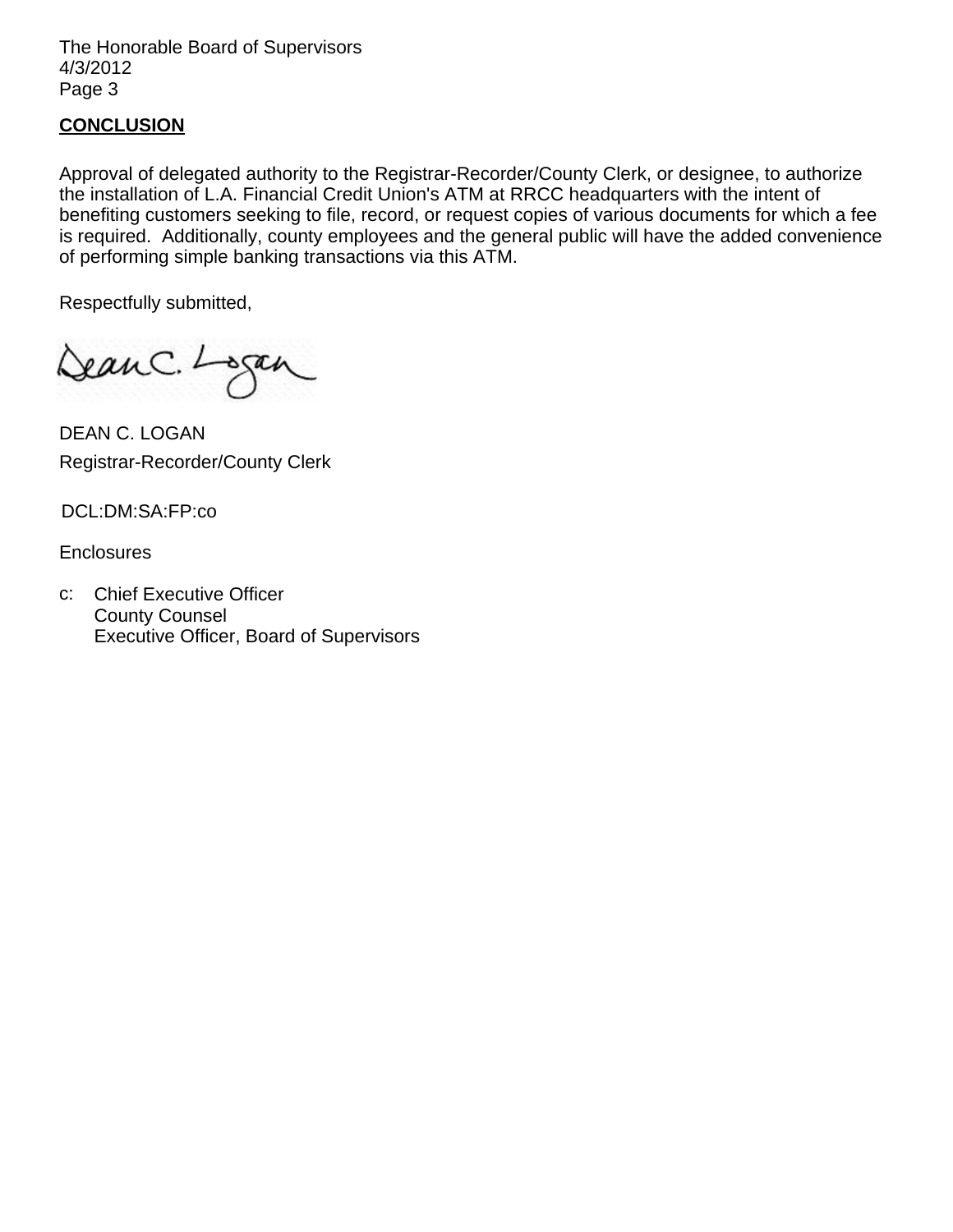The Honorable Board of Supervisors
4/3/2012
Page 3

**CONCLUSION**

Approval of delegated authority to the Registrar-Recorder/County Clerk, or designee, to authorize the installation of L.A. Financial Credit Union's ATM at RRCC headquarters with the intent of benefiting customers seeking to file, record, or request copies of various documents for which a fee is required. Additionally, county employees and the general public will have the added convenience of performing simple banking transactions via this ATM.

Respectfully submitted,

DEAN C. LOGAN
Registrar-Recorder/County Clerk

DCL:DM:SA:FP:co

Enclosures

c: Chief Executive Officer
County Counsel
Executive Officer, Board of Supervisors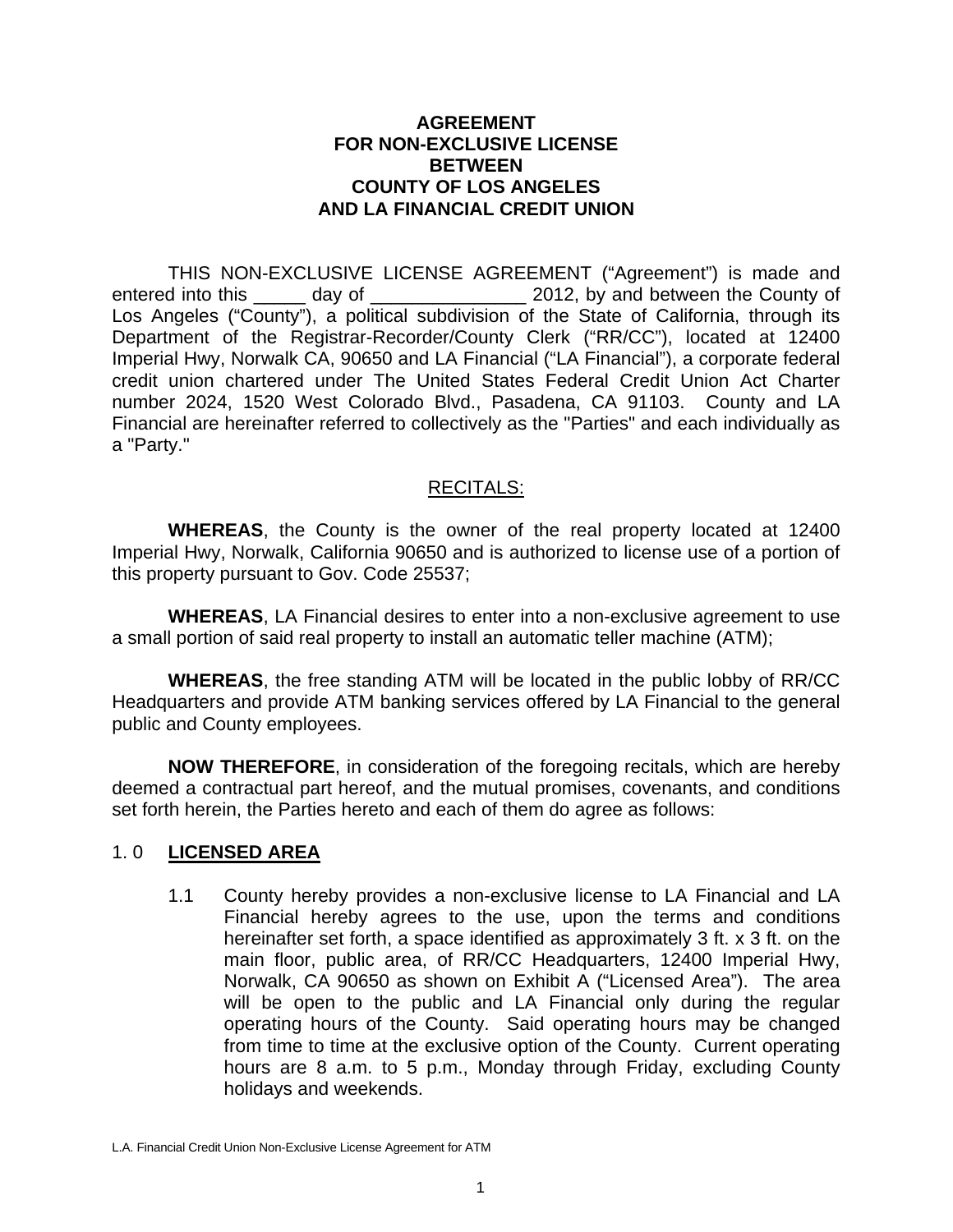**AGREEMENT**
**FOR NON-EXCLUSIVE LICENSE**
**BETWEEN**
**COUNTY OF LOS ANGELES**
**AND LA FINANCIAL CREDIT UNION**

THIS NON-EXCLUSIVE LICENSE AGREEMENT ("Agreement") is made and entered into this _____ day of _______________ 2012, by and between the County of Los Angeles ("County"), a political subdivision of the State of California, through its Department of the Registrar-Recorder/County Clerk ("RR/CC"), located at 12400 Imperial Hwy, Norwalk CA, 90650 and LA Financial ("LA Financial"), a corporate federal credit union chartered under The United States Federal Credit Union Act Charter number 2024, 1520 West Colorado Blvd., Pasadena, CA 91103. County and LA Financial are hereinafter referred to collectively as the "Parties" and each individually as a "Party."

RECITALS:

**WHEREAS**, the County is the owner of the real property located at 12400 Imperial Hwy, Norwalk, California 90650 and is authorized to license use of a portion of this property pursuant to Gov. Code 25537;

**WHEREAS**, LA Financial desires to enter into a non-exclusive agreement to use a small portion of said real property to install an automatic teller machine (ATM);

**WHEREAS**, the free standing ATM will be located in the public lobby of RR/CC Headquarters and provide ATM banking services offered by LA Financial to the general public and County employees.

**NOW THEREFORE**, in consideration of the foregoing recitals, which are hereby deemed a contractual part hereof, and the mutual promises, covenants, and conditions set forth herein, the Parties hereto and each of them do agree as follows:

## 1. 0 LICENSED AREA

1.1 County hereby provides a non-exclusive license to LA Financial and LA Financial hereby agrees to the use, upon the terms and conditions hereinafter set forth, a space identified as approximately 3 ft. x 3 ft. on the main floor, public area, of RR/CC Headquarters, 12400 Imperial Hwy, Norwalk, CA 90650 as shown on Exhibit A ("Licensed Area"). The area will be open to the public and LA Financial only during the regular operating hours of the County. Said operating hours may be changed from time to time at the exclusive option of the County. Current operating hours are 8 a.m. to 5 p.m., Monday through Friday, excluding County holidays and weekends.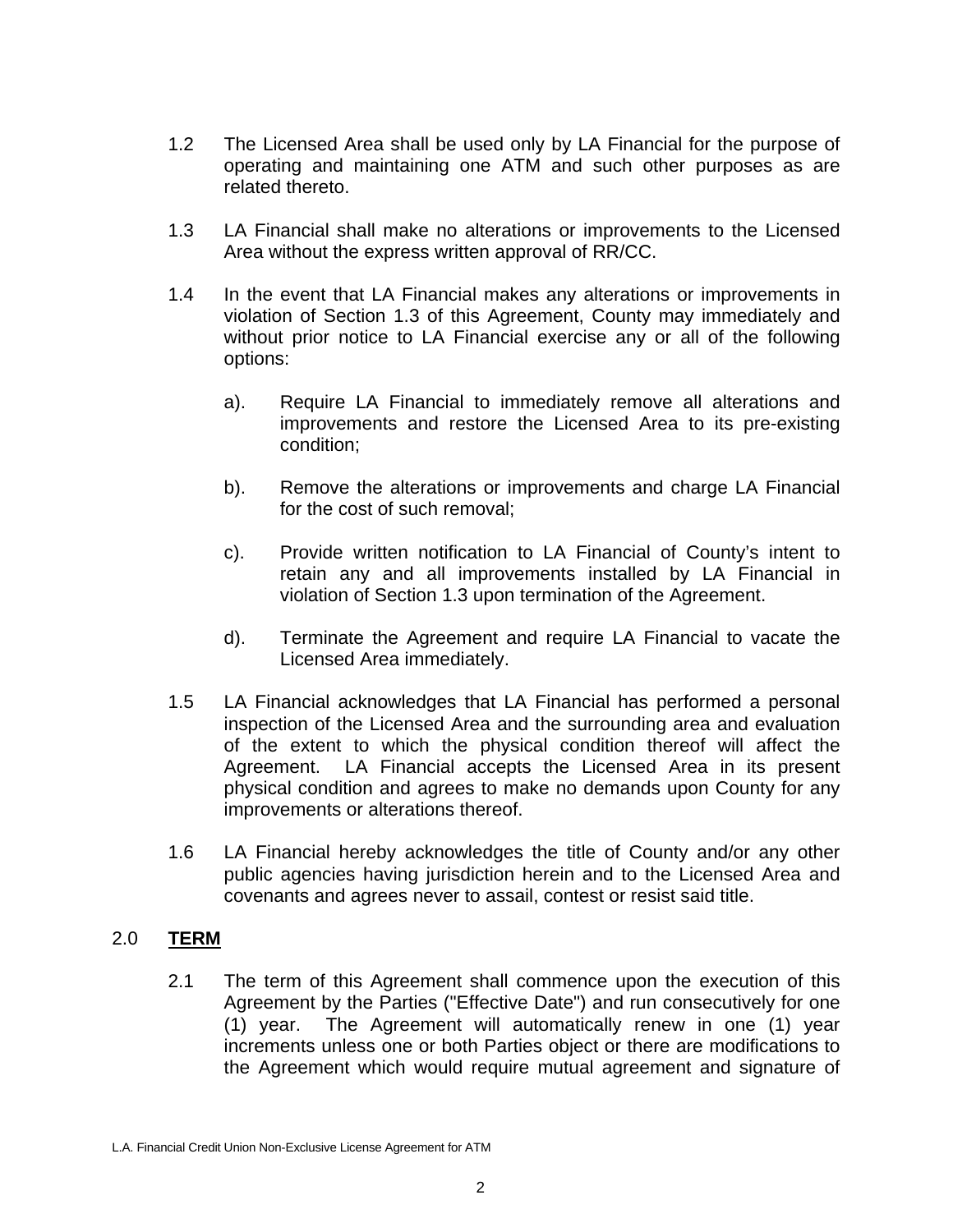1.2 The Licensed Area shall be used only by LA Financial for the purpose of operating and maintaining one ATM and such other purposes as are related thereto.

1.3 LA Financial shall make no alterations or improvements to the Licensed Area without the express written approval of RR/CC.

1.4 In the event that LA Financial makes any alterations or improvements in violation of Section 1.3 of this Agreement, County may immediately and without prior notice to LA Financial exercise any or all of the following options:

a). Require LA Financial to immediately remove all alterations and improvements and restore the Licensed Area to its pre-existing condition;

b). Remove the alterations or improvements and charge LA Financial for the cost of such removal;

c). Provide written notification to LA Financial of County's intent to retain any and all improvements installed by LA Financial in violation of Section 1.3 upon termination of the Agreement.

d). Terminate the Agreement and require LA Financial to vacate the Licensed Area immediately.

1.5 LA Financial acknowledges that LA Financial has performed a personal inspection of the Licensed Area and the surrounding area and evaluation of the extent to which the physical condition thereof will affect the Agreement. LA Financial accepts the Licensed Area in its present physical condition and agrees to make no demands upon County for any improvements or alterations thereof.

1.6 LA Financial hereby acknowledges the title of County and/or any other public agencies having jurisdiction herein and to the Licensed Area and covenants and agrees never to assail, contest or resist said title.

## 2.0 **TERM**

2.1 The term of this Agreement shall commence upon the execution of this Agreement by the Parties ("Effective Date") and run consecutively for one (1) year. The Agreement will automatically renew in one (1) year increments unless one or both Parties object or there are modifications to the Agreement which would require mutual agreement and signature of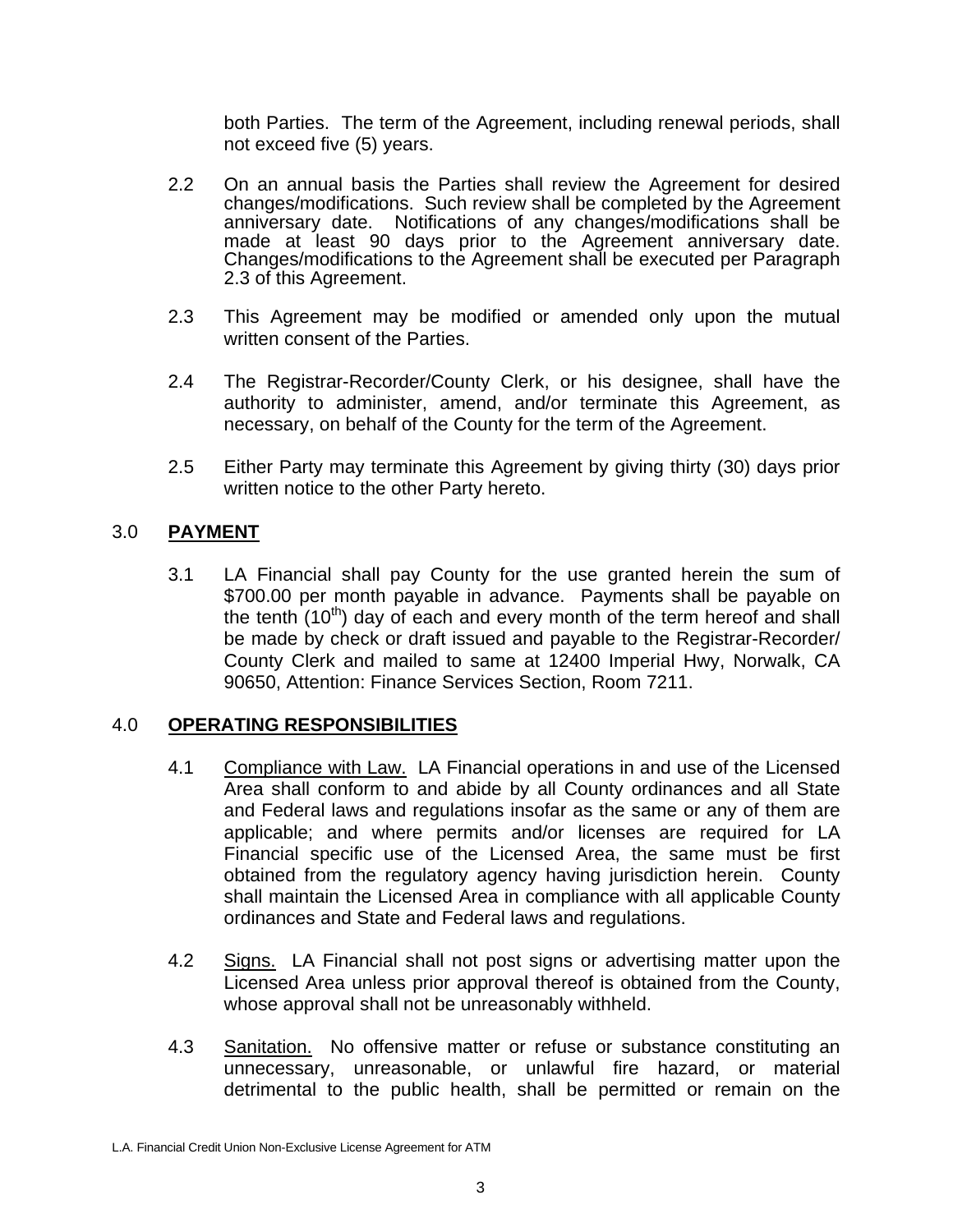both Parties. The term of the Agreement, including renewal periods, shall not exceed five (5) years.

2.2 On an annual basis the Parties shall review the Agreement for desired changes/modifications. Such review shall be completed by the Agreement anniversary date. Notifications of any changes/modifications shall be made at least 90 days prior to the Agreement anniversary date. Changes/modifications to the Agreement shall be executed per Paragraph 2.3 of this Agreement.

2.3 This Agreement may be modified or amended only upon the mutual written consent of the Parties.

2.4 The Registrar-Recorder/County Clerk, or his designee, shall have the authority to administer, amend, and/or terminate this Agreement, as necessary, on behalf of the County for the term of the Agreement.

2.5 Either Party may terminate this Agreement by giving thirty (30) days prior written notice to the other Party hereto.

## 3.0 **PAYMENT**

3.1 LA Financial shall pay County for the use granted herein the sum of $700.00 per month payable in advance. Payments shall be payable on the tenth (10th) day of each and every month of the term hereof and shall be made by check or draft issued and payable to the Registrar-Recorder/County Clerk and mailed to same at 12400 Imperial Hwy, Norwalk, CA 90650, Attention: Finance Services Section, Room 7211.

## 4.0 **OPERATING RESPONSIBILITIES**

4.1 Compliance with Law. LA Financial operations in and use of the Licensed Area shall conform to and abide by all County ordinances and all State and Federal laws and regulations insofar as the same or any of them are applicable; and where permits and/or licenses are required for LA Financial specific use of the Licensed Area, the same must be first obtained from the regulatory agency having jurisdiction herein. County shall maintain the Licensed Area in compliance with all applicable County ordinances and State and Federal laws and regulations.

4.2 Signs. LA Financial shall not post signs or advertising matter upon the Licensed Area unless prior approval thereof is obtained from the County, whose approval shall not be unreasonably withheld.

4.3 Sanitation. No offensive matter or refuse or substance constituting an unnecessary, unreasonable, or unlawful fire hazard, or material detrimental to the public health, shall be permitted or remain on the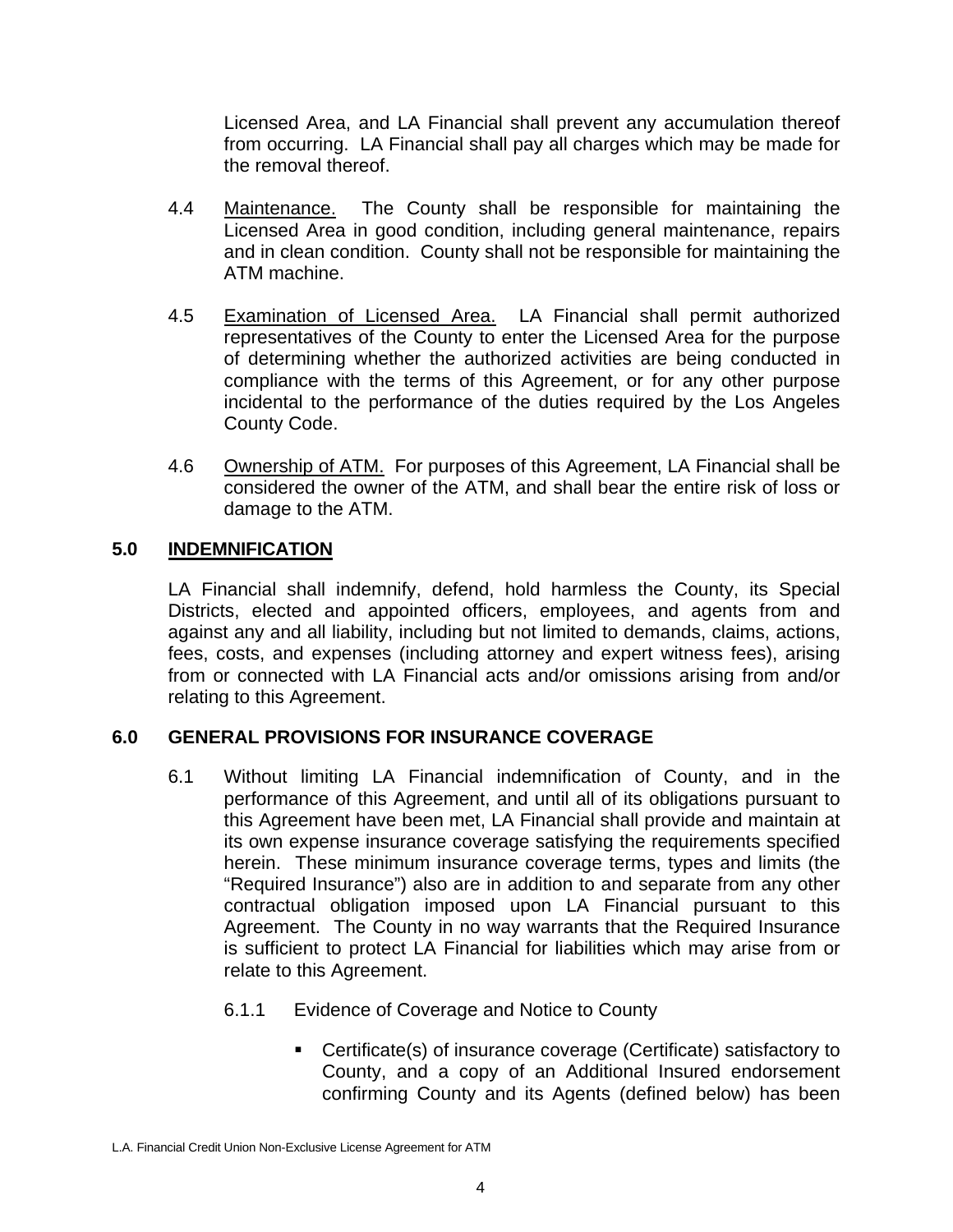Licensed Area, and LA Financial shall prevent any accumulation thereof from occurring. LA Financial shall pay all charges which may be made for the removal thereof.

4.4 Maintenance. The County shall be responsible for maintaining the Licensed Area in good condition, including general maintenance, repairs and in clean condition. County shall not be responsible for maintaining the ATM machine.

4.5 Examination of Licensed Area. LA Financial shall permit authorized representatives of the County to enter the Licensed Area for the purpose of determining whether the authorized activities are being conducted in compliance with the terms of this Agreement, or for any other purpose incidental to the performance of the duties required by the Los Angeles County Code.

4.6 Ownership of ATM. For purposes of this Agreement, LA Financial shall be considered the owner of the ATM, and shall bear the entire risk of loss or damage to the ATM.

## 5.0 INDEMNIFICATION

LA Financial shall indemnify, defend, hold harmless the County, its Special Districts, elected and appointed officers, employees, and agents from and against any and all liability, including but not limited to demands, claims, actions, fees, costs, and expenses (including attorney and expert witness fees), arising from or connected with LA Financial acts and/or omissions arising from and/or relating to this Agreement.

## 6.0 GENERAL PROVISIONS FOR INSURANCE COVERAGE

6.1 Without limiting LA Financial indemnification of County, and in the performance of this Agreement, and until all of its obligations pursuant to this Agreement have been met, LA Financial shall provide and maintain at its own expense insurance coverage satisfying the requirements specified herein. These minimum insurance coverage terms, types and limits (the "Required Insurance") also are in addition to and separate from any other contractual obligation imposed upon LA Financial pursuant to this Agreement. The County in no way warrants that the Required Insurance is sufficient to protect LA Financial for liabilities which may arise from or relate to this Agreement.

6.1.1 Evidence of Coverage and Notice to County

- Certificate(s) of insurance coverage (Certificate) satisfactory to County, and a copy of an Additional Insured endorsement confirming County and its Agents (defined below) has been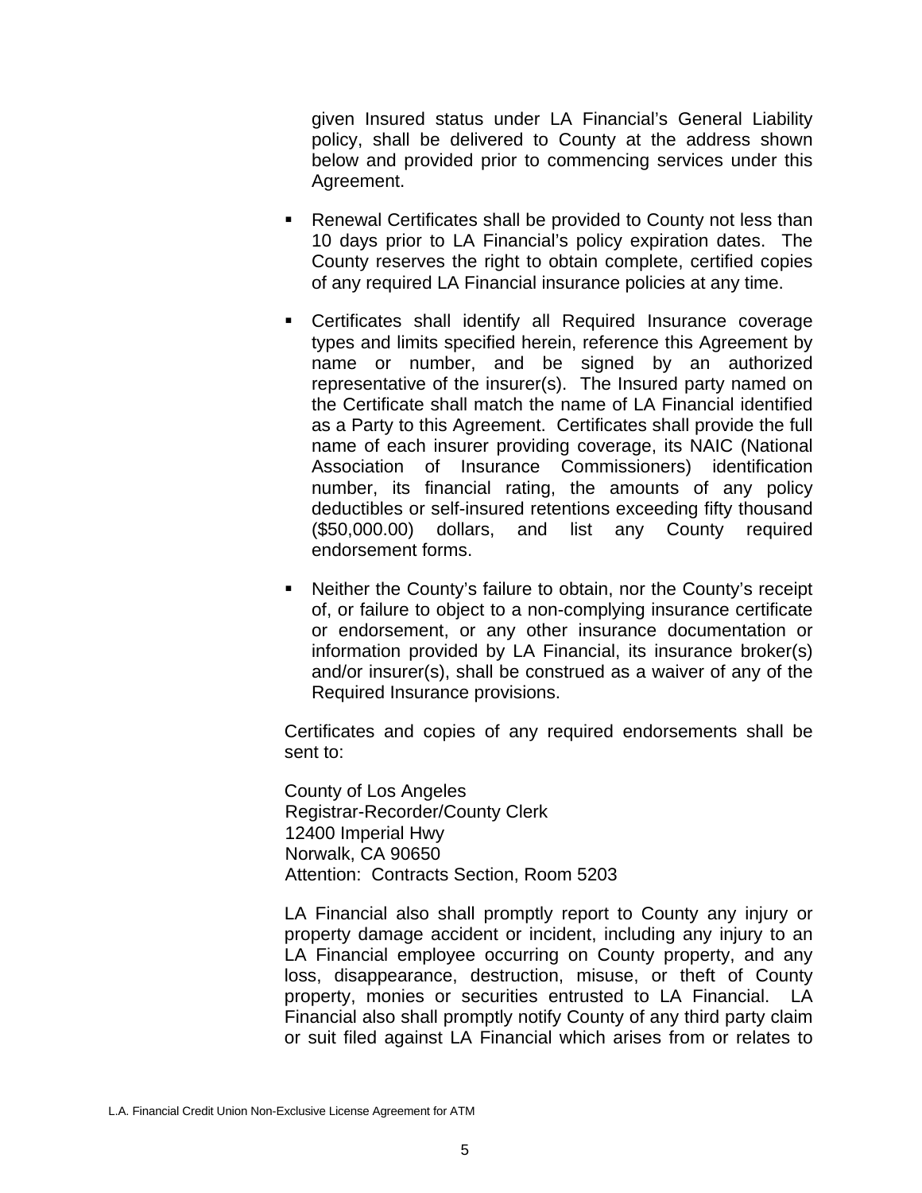given Insured status under LA Financial's General Liability policy, shall be delivered to County at the address shown below and provided prior to commencing services under this Agreement.

- Renewal Certificates shall be provided to County not less than 10 days prior to LA Financial's policy expiration dates. The County reserves the right to obtain complete, certified copies of any required LA Financial insurance policies at any time.
- Certificates shall identify all Required Insurance coverage types and limits specified herein, reference this Agreement by name or number, and be signed by an authorized representative of the insurer(s). The Insured party named on the Certificate shall match the name of LA Financial identified as a Party to this Agreement. Certificates shall provide the full name of each insurer providing coverage, its NAIC (National Association of Insurance Commissioners) identification number, its financial rating, the amounts of any policy deductibles or self-insured retentions exceeding fifty thousand ($50,000.00) dollars, and list any County required endorsement forms.
- Neither the County's failure to obtain, nor the County's receipt of, or failure to object to a non-complying insurance certificate or endorsement, or any other insurance documentation or information provided by LA Financial, its insurance broker(s) and/or insurer(s), shall be construed as a waiver of any of the Required Insurance provisions.

Certificates and copies of any required endorsements shall be sent to:

County of Los Angeles
Registrar-Recorder/County Clerk
12400 Imperial Hwy
Norwalk, CA 90650
Attention: Contracts Section, Room 5203

LA Financial also shall promptly report to County any injury or property damage accident or incident, including any injury to an LA Financial employee occurring on County property, and any loss, disappearance, destruction, misuse, or theft of County property, monies or securities entrusted to LA Financial. LA Financial also shall promptly notify County of any third party claim or suit filed against LA Financial which arises from or relates to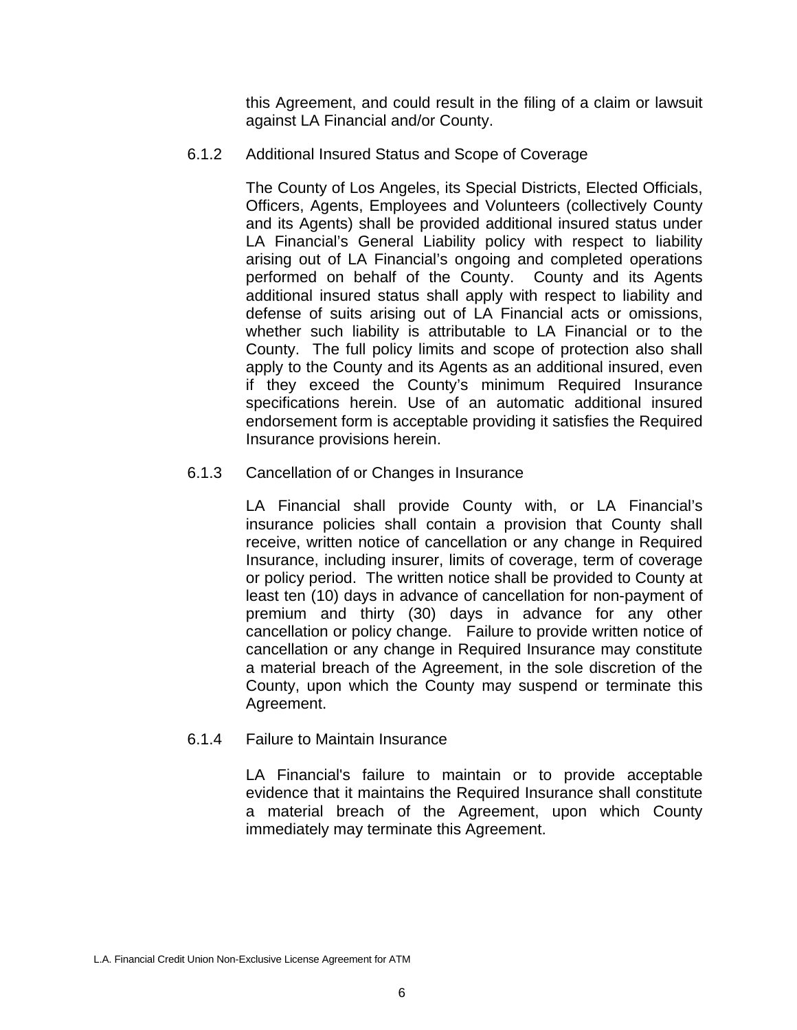this Agreement, and could result in the filing of a claim or lawsuit against LA Financial and/or County.

#### 6.1.2 Additional Insured Status and Scope of Coverage

The County of Los Angeles, its Special Districts, Elected Officials, Officers, Agents, Employees and Volunteers (collectively County and its Agents) shall be provided additional insured status under LA Financial's General Liability policy with respect to liability arising out of LA Financial's ongoing and completed operations performed on behalf of the County. County and its Agents additional insured status shall apply with respect to liability and defense of suits arising out of LA Financial acts or omissions, whether such liability is attributable to LA Financial or to the County. The full policy limits and scope of protection also shall apply to the County and its Agents as an additional insured, even if they exceed the County's minimum Required Insurance specifications herein. Use of an automatic additional insured endorsement form is acceptable providing it satisfies the Required Insurance provisions herein.

#### 6.1.3 Cancellation of or Changes in Insurance

LA Financial shall provide County with, or LA Financial's insurance policies shall contain a provision that County shall receive, written notice of cancellation or any change in Required Insurance, including insurer, limits of coverage, term of coverage or policy period. The written notice shall be provided to County at least ten (10) days in advance of cancellation for non-payment of premium and thirty (30) days in advance for any other cancellation or policy change. Failure to provide written notice of cancellation or any change in Required Insurance may constitute a material breach of the Agreement, in the sole discretion of the County, upon which the County may suspend or terminate this Agreement.

#### 6.1.4 Failure to Maintain Insurance

LA Financial's failure to maintain or to provide acceptable evidence that it maintains the Required Insurance shall constitute a material breach of the Agreement, upon which County immediately may terminate this Agreement.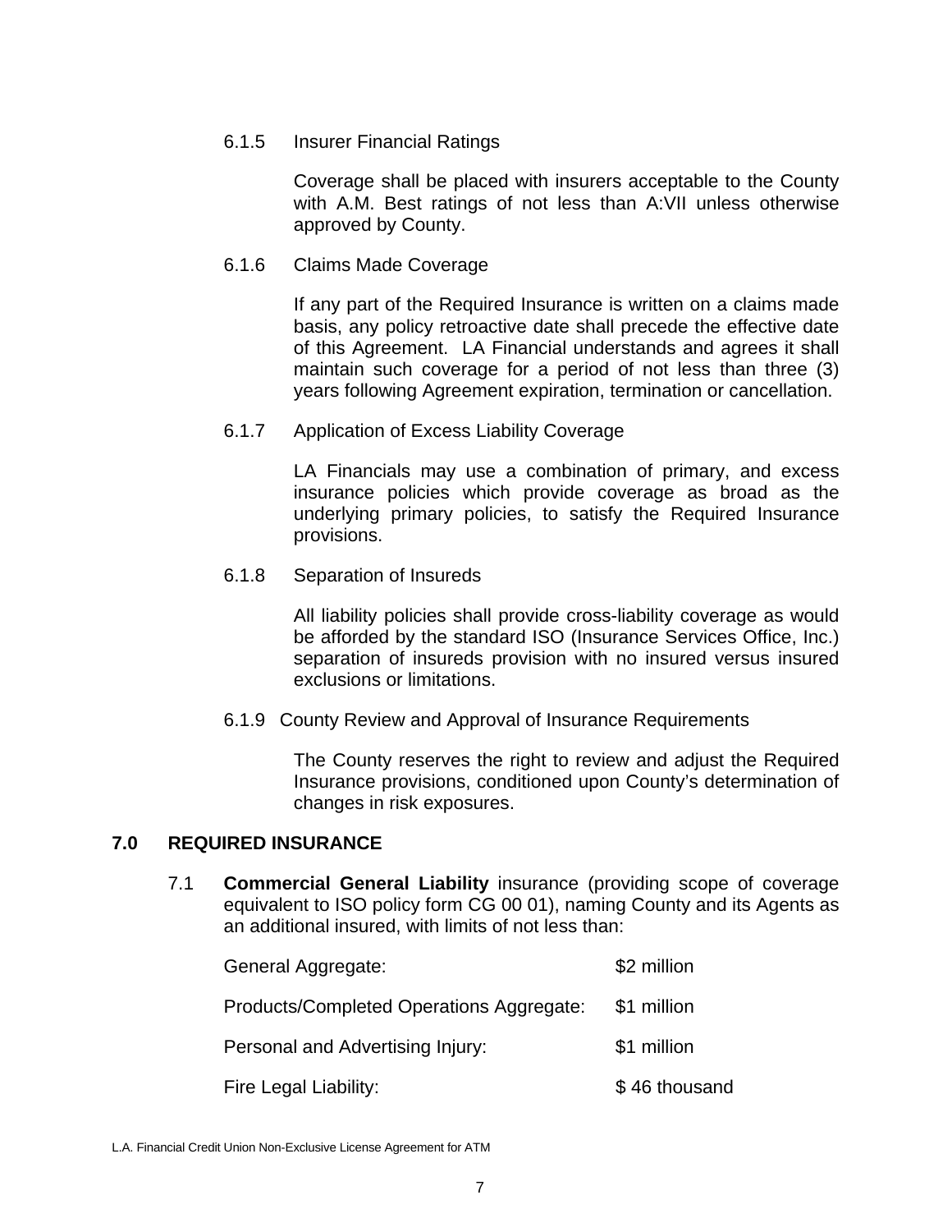6.1.5 Insurer Financial Ratings

Coverage shall be placed with insurers acceptable to the County with A.M. Best ratings of not less than A:VII unless otherwise approved by County.

6.1.6 Claims Made Coverage

If any part of the Required Insurance is written on a claims made basis, any policy retroactive date shall precede the effective date of this Agreement. LA Financial understands and agrees it shall maintain such coverage for a period of not less than three (3) years following Agreement expiration, termination or cancellation.

6.1.7 Application of Excess Liability Coverage

LA Financials may use a combination of primary, and excess insurance policies which provide coverage as broad as the underlying primary policies, to satisfy the Required Insurance provisions.

6.1.8 Separation of Insureds

All liability policies shall provide cross-liability coverage as would be afforded by the standard ISO (Insurance Services Office, Inc.) separation of insureds provision with no insured versus insured exclusions or limitations.

6.1.9 County Review and Approval of Insurance Requirements

The County reserves the right to review and adjust the Required Insurance provisions, conditioned upon County's determination of changes in risk exposures.

## 7.0 REQUIRED INSURANCE

7.1 **Commercial General Liability** insurance (providing scope of coverage equivalent to ISO policy form CG 00 01), naming County and its Agents as an additional insured, with limits of not less than:

| | |
|---|---|
| General Aggregate: | $2 million |
| Products/Completed Operations Aggregate: | $1 million |
| Personal and Advertising Injury: | $1 million |
| Fire Legal Liability: | $ 46 thousand |

L.A. Financial Credit Union Non-Exclusive License Agreement for ATM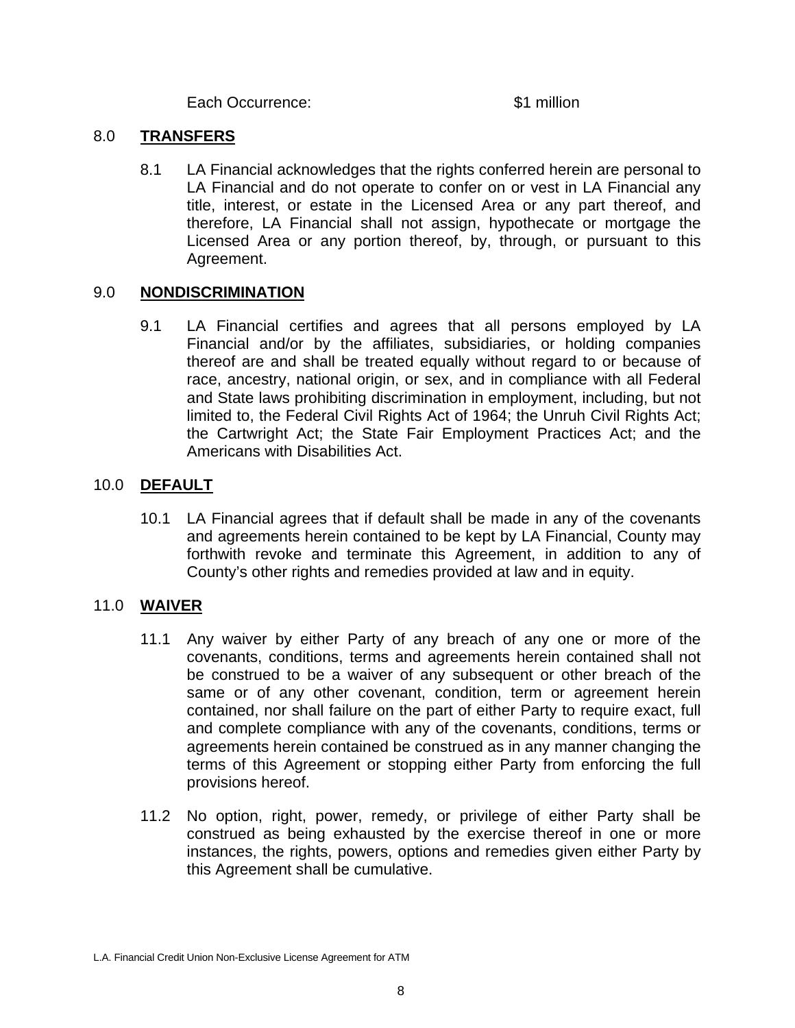Each Occurrence: $1 million

## 8.0 **TRANSFERS**

8.1 LA Financial acknowledges that the rights conferred herein are personal to LA Financial and do not operate to confer on or vest in LA Financial any title, interest, or estate in the Licensed Area or any part thereof, and therefore, LA Financial shall not assign, hypothecate or mortgage the Licensed Area or any portion thereof, by, through, or pursuant to this Agreement.

## 9.0 **NONDISCRIMINATION**

9.1 LA Financial certifies and agrees that all persons employed by LA Financial and/or by the affiliates, subsidiaries, or holding companies thereof are and shall be treated equally without regard to or because of race, ancestry, national origin, or sex, and in compliance with all Federal and State laws prohibiting discrimination in employment, including, but not limited to, the Federal Civil Rights Act of 1964; the Unruh Civil Rights Act; the Cartwright Act; the State Fair Employment Practices Act; and the Americans with Disabilities Act.

## 10.0 **DEFAULT**

10.1 LA Financial agrees that if default shall be made in any of the covenants and agreements herein contained to be kept by LA Financial, County may forthwith revoke and terminate this Agreement, in addition to any of County's other rights and remedies provided at law and in equity.

## 11.0 **WAIVER**

11.1 Any waiver by either Party of any breach of any one or more of the covenants, conditions, terms and agreements herein contained shall not be construed to be a waiver of any subsequent or other breach of the same or of any other covenant, condition, term or agreement herein contained, nor shall failure on the part of either Party to require exact, full and complete compliance with any of the covenants, conditions, terms or agreements herein contained be construed as in any manner changing the terms of this Agreement or stopping either Party from enforcing the full provisions hereof.

11.2 No option, right, power, remedy, or privilege of either Party shall be construed as being exhausted by the exercise thereof in one or more instances, the rights, powers, options and remedies given either Party by this Agreement shall be cumulative.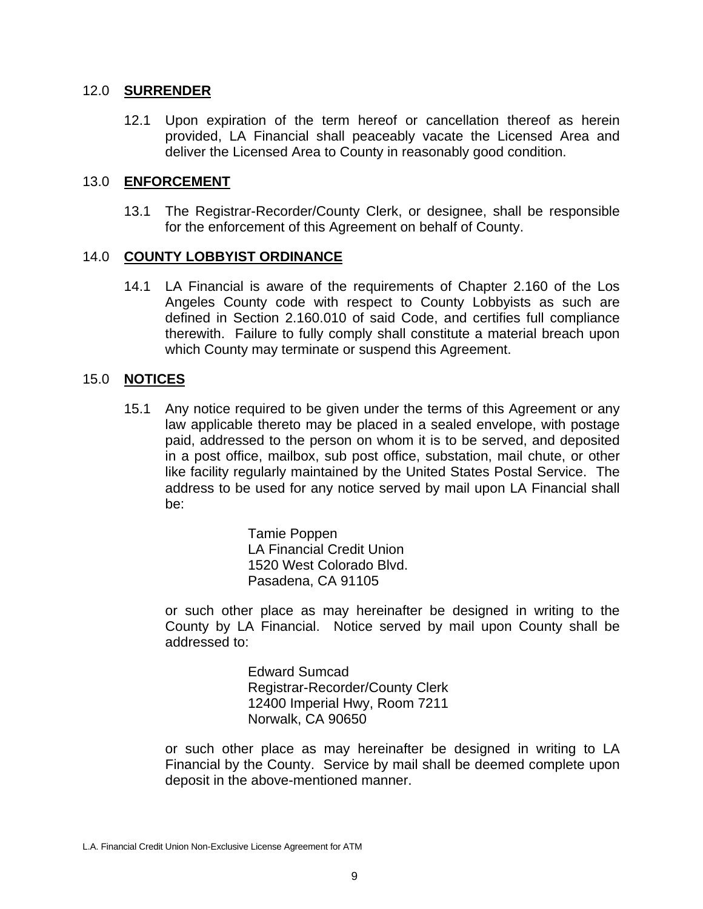## 12.0 **SURRENDER**

12.1 Upon expiration of the term hereof or cancellation thereof as herein provided, LA Financial shall peaceably vacate the Licensed Area and deliver the Licensed Area to County in reasonably good condition.

## 13.0 **ENFORCEMENT**

13.1 The Registrar-Recorder/County Clerk, or designee, shall be responsible for the enforcement of this Agreement on behalf of County.

## 14.0 **COUNTY LOBBYIST ORDINANCE**

14.1 LA Financial is aware of the requirements of Chapter 2.160 of the Los Angeles County code with respect to County Lobbyists as such are defined in Section 2.160.010 of said Code, and certifies full compliance therewith. Failure to fully comply shall constitute a material breach upon which County may terminate or suspend this Agreement.

## 15.0 **NOTICES**

15.1 Any notice required to be given under the terms of this Agreement or any law applicable thereto may be placed in a sealed envelope, with postage paid, addressed to the person on whom it is to be served, and deposited in a post office, mailbox, sub post office, substation, mail chute, or other like facility regularly maintained by the United States Postal Service. The address to be used for any notice served by mail upon LA Financial shall be:

Tamie Poppen
LA Financial Credit Union
1520 West Colorado Blvd.
Pasadena, CA 91105

or such other place as may hereinafter be designed in writing to the County by LA Financial. Notice served by mail upon County shall be addressed to:

Edward Sumcad
Registrar-Recorder/County Clerk
12400 Imperial Hwy, Room 7211
Norwalk, CA 90650

or such other place as may hereinafter be designed in writing to LA Financial by the County. Service by mail shall be deemed complete upon deposit in the above-mentioned manner.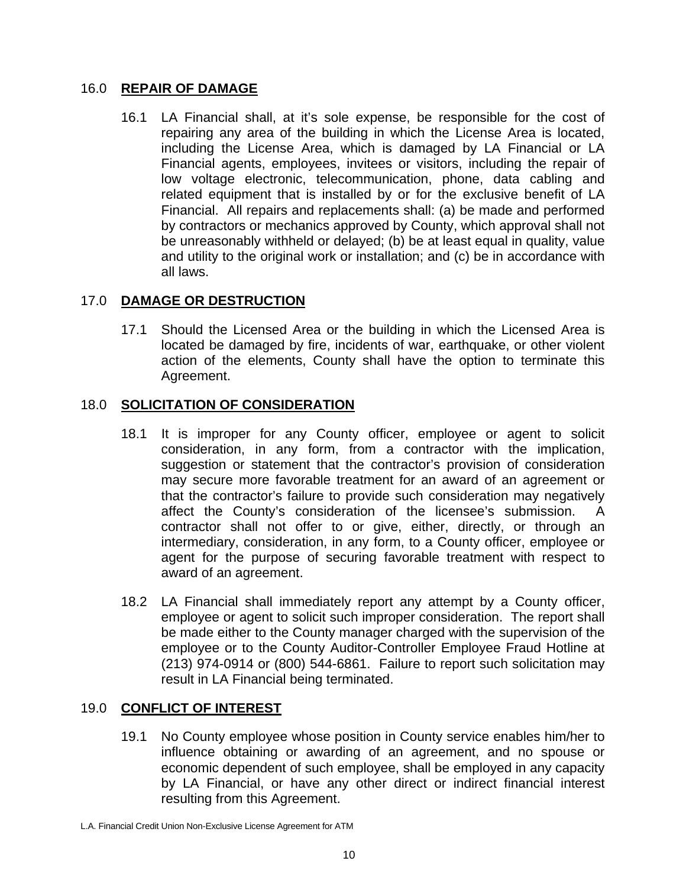## 16.0 REPAIR OF DAMAGE

16.1 LA Financial shall, at it's sole expense, be responsible for the cost of repairing any area of the building in which the License Area is located, including the License Area, which is damaged by LA Financial or LA Financial agents, employees, invitees or visitors, including the repair of low voltage electronic, telecommunication, phone, data cabling and related equipment that is installed by or for the exclusive benefit of LA Financial. All repairs and replacements shall: (a) be made and performed by contractors or mechanics approved by County, which approval shall not be unreasonably withheld or delayed; (b) be at least equal in quality, value and utility to the original work or installation; and (c) be in accordance with all laws.

## 17.0 DAMAGE OR DESTRUCTION

17.1 Should the Licensed Area or the building in which the Licensed Area is located be damaged by fire, incidents of war, earthquake, or other violent action of the elements, County shall have the option to terminate this Agreement.

## 18.0 SOLICITATION OF CONSIDERATION

18.1 It is improper for any County officer, employee or agent to solicit consideration, in any form, from a contractor with the implication, suggestion or statement that the contractor's provision of consideration may secure more favorable treatment for an award of an agreement or that the contractor's failure to provide such consideration may negatively affect the County's consideration of the licensee's submission. A contractor shall not offer to or give, either, directly, or through an intermediary, consideration, in any form, to a County officer, employee or agent for the purpose of securing favorable treatment with respect to award of an agreement.

18.2 LA Financial shall immediately report any attempt by a County officer, employee or agent to solicit such improper consideration. The report shall be made either to the County manager charged with the supervision of the employee or to the County Auditor-Controller Employee Fraud Hotline at (213) 974-0914 or (800) 544-6861. Failure to report such solicitation may result in LA Financial being terminated.

## 19.0 CONFLICT OF INTEREST

19.1 No County employee whose position in County service enables him/her to influence obtaining or awarding of an agreement, and no spouse or economic dependent of such employee, shall be employed in any capacity by LA Financial, or have any other direct or indirect financial interest resulting from this Agreement.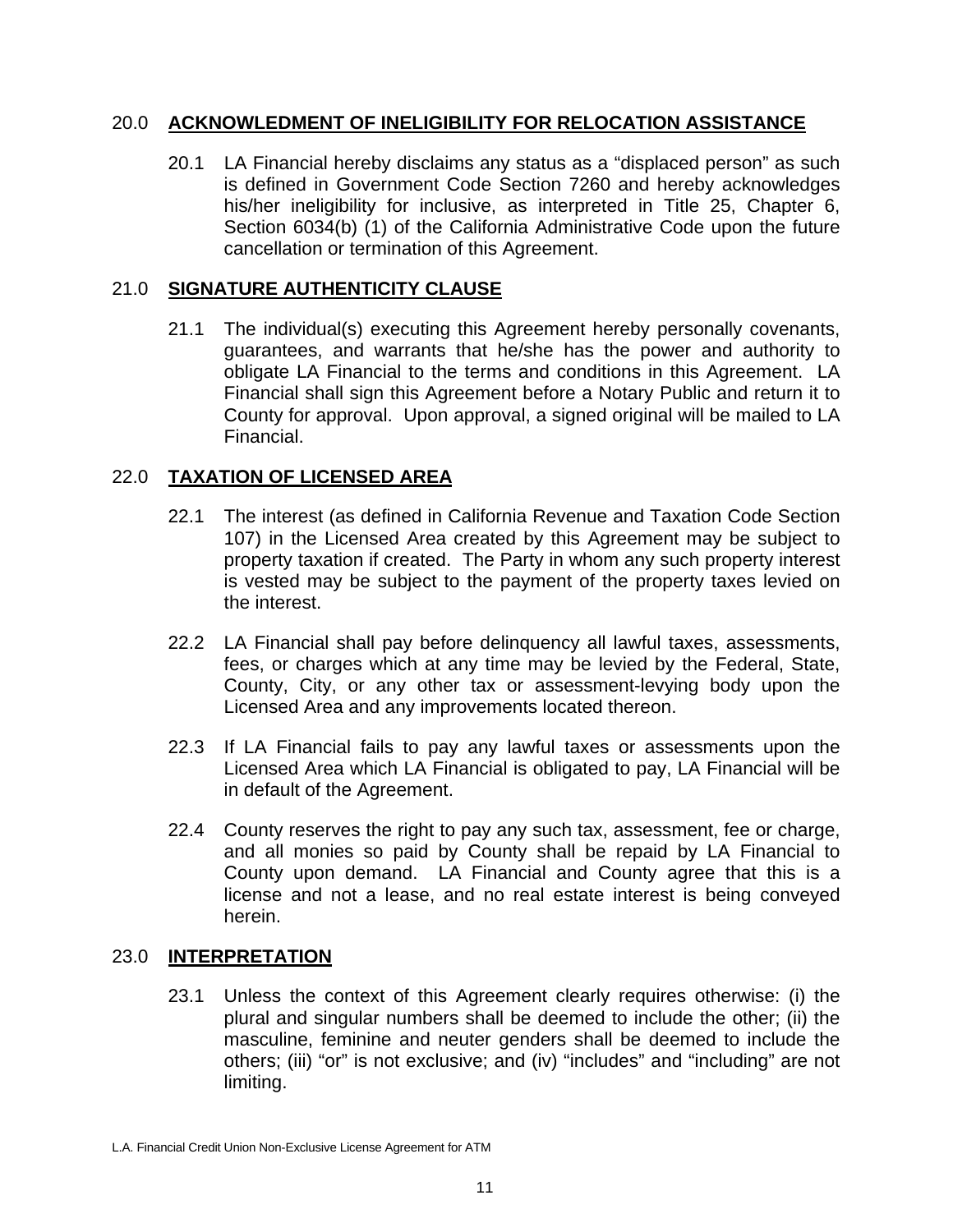## 20.0 ACKNOWLEDGMENT OF INELIGIBILITY FOR RELOCATION ASSISTANCE

20.1 LA Financial hereby disclaims any status as a "displaced person" as such is defined in Government Code Section 7260 and hereby acknowledges his/her ineligibility for inclusive, as interpreted in Title 25, Chapter 6, Section 6034(b) (1) of the California Administrative Code upon the future cancellation or termination of this Agreement.

## 21.0 SIGNATURE AUTHENTICITY CLAUSE

21.1 The individual(s) executing this Agreement hereby personally covenants, guarantees, and warrants that he/she has the power and authority to obligate LA Financial to the terms and conditions in this Agreement. LA Financial shall sign this Agreement before a Notary Public and return it to County for approval. Upon approval, a signed original will be mailed to LA Financial.

## 22.0 TAXATION OF LICENSED AREA

22.1 The interest (as defined in California Revenue and Taxation Code Section 107) in the Licensed Area created by this Agreement may be subject to property taxation if created. The Party in whom any such property interest is vested may be subject to the payment of the property taxes levied on the interest.

22.2 LA Financial shall pay before delinquency all lawful taxes, assessments, fees, or charges which at any time may be levied by the Federal, State, County, City, or any other tax or assessment-levying body upon the Licensed Area and any improvements located thereon.

22.3 If LA Financial fails to pay any lawful taxes or assessments upon the Licensed Area which LA Financial is obligated to pay, LA Financial will be in default of the Agreement.

22.4 County reserves the right to pay any such tax, assessment, fee or charge, and all monies so paid by County shall be repaid by LA Financial to County upon demand. LA Financial and County agree that this is a license and not a lease, and no real estate interest is being conveyed herein.

## 23.0 INTERPRETATION

23.1 Unless the context of this Agreement clearly requires otherwise: (i) the plural and singular numbers shall be deemed to include the other; (ii) the masculine, feminine and neuter genders shall be deemed to include the others; (iii) "or" is not exclusive; and (iv) "includes" and "including" are not limiting.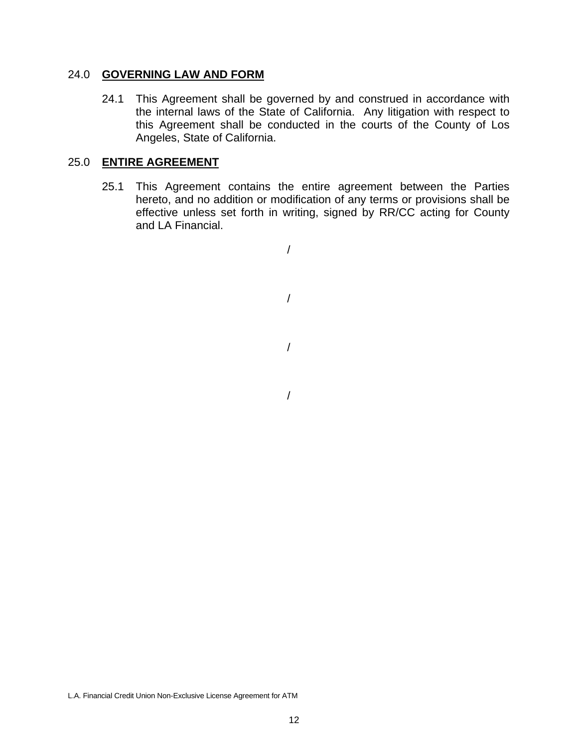## 24.0 GOVERNING LAW AND FORM

24.1 This Agreement shall be governed by and construed in accordance with the internal laws of the State of California. Any litigation with respect to this Agreement shall be conducted in the courts of the County of Los Angeles, State of California.

## 25.0 ENTIRE AGREEMENT

25.1 This Agreement contains the entire agreement between the Parties hereto, and no addition or modification of any terms or provisions shall be effective unless set forth in writing, signed by RR/CC acting for County and LA Financial.

/

/

/

/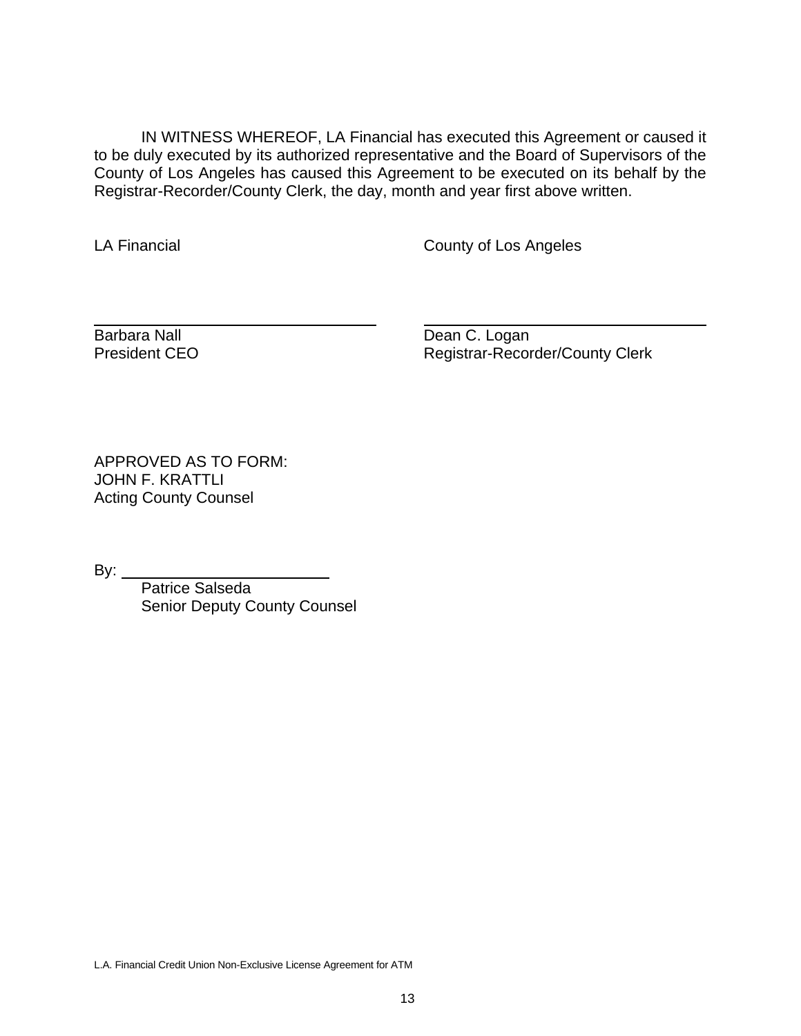IN WITNESS WHEREOF, LA Financial has executed this Agreement or caused it to be duly executed by its authorized representative and the Board of Supervisors of the County of Los Angeles has caused this Agreement to be executed on its behalf by the Registrar-Recorder/County Clerk, the day, month and year first above written.

| LA Financial | County of Los Angeles |
|---|---|
| \_\_\_\_\_\_\_\_\_\_\_\_\_\_\_\_\_\_\_\_\_\_\_\_\_\_\_\_\_\_ | \_\_\_\_\_\_\_\_\_\_\_\_\_\_\_\_\_\_\_\_\_\_\_\_\_\_\_\_\_\_ |
| Barbara Nall | Dean C. Logan |
| President CEO | Registrar-Recorder/County Clerk |

APPROVED AS TO FORM:
JOHN F. KRATTLI
Acting County Counsel

By: \_\_\_\_\_\_\_\_\_\_\_\_\_\_\_\_\_\_\_\_\_\_\_\_

Patrice Salseda
Senior Deputy County Counsel

L.A. Financial Credit Union Non-Exclusive License Agreement for ATM